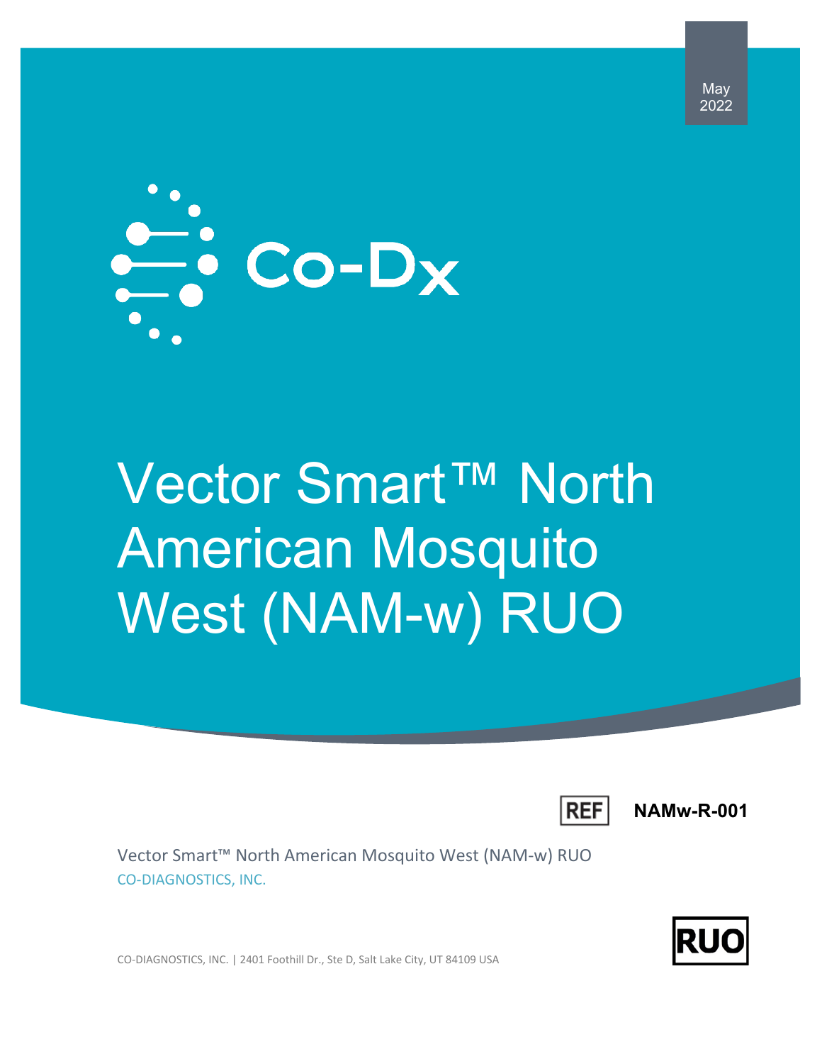May 2022

Co-Dx

# Vector Smart™ North American Mosquito West (NAM-w) RUO

REF **NAMw-R-001**

Vector Smart™ North American Mosquito West (NAM-w) RUO

CO-DIAGNOSTICS, INC.

CO-DIAGNOSTICS, INC. | 2401 Foothill Dr., Ste D, Salt Lake City, UT 84109 USA

RUO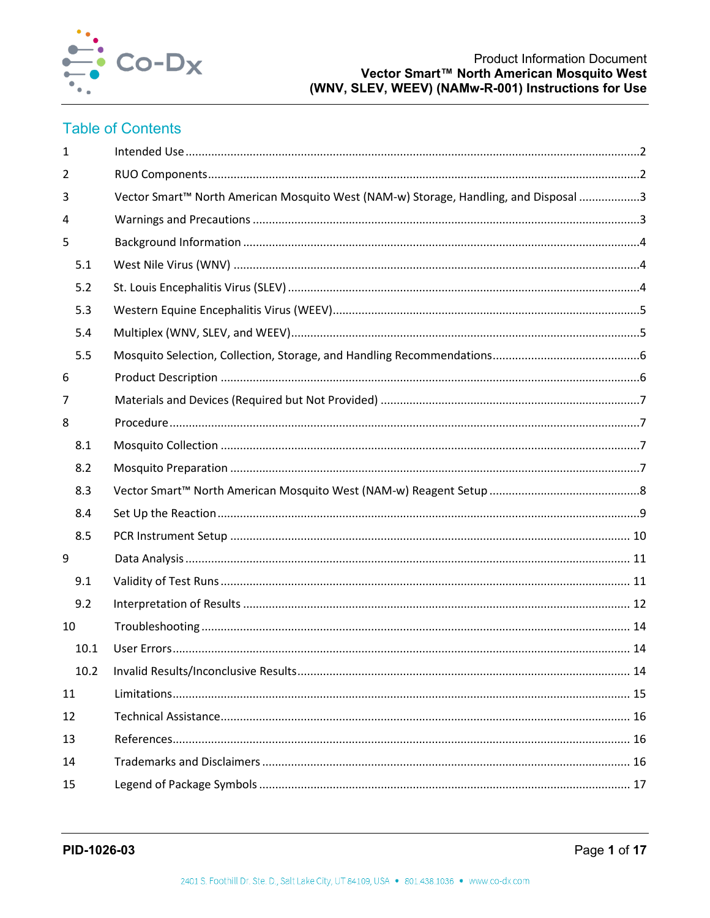## Table of Contents

| | | |
|---|---|---|
| 1 | Intended Use | 2 |
| 2 | RUO Components | 2 |
| 3 | Vector Smart™ North American Mosquito West (NAM-w) Storage, Handling, and Disposal | 3 |
| 4 | Warnings and Precautions | 3 |
| 5 | Background Information | 4 |
| 5.1 | West Nile Virus (WNV) | 4 |
| 5.2 | St. Louis Encephalitis Virus (SLEV) | 4 |
| 5.3 | Western Equine Encephalitis Virus (WEEV) | 5 |
| 5.4 | Multiplex (WNV, SLEV, and WEEV) | 5 |
| 5.5 | Mosquito Selection, Collection, Storage, and Handling Recommendations | 6 |
| 6 | Product Description | 6 |
| 7 | Materials and Devices (Required but Not Provided) | 7 |
| 8 | Procedure | 7 |
| 8.1 | Mosquito Collection | 7 |
| 8.2 | Mosquito Preparation | 7 |
| 8.3 | Vector Smart™ North American Mosquito West (NAM-w) Reagent Setup | 8 |
| 8.4 | Set Up the Reaction | 9 |
| 8.5 | PCR Instrument Setup | 10 |
| 9 | Data Analysis | 11 |
| 9.1 | Validity of Test Runs | 11 |
| 9.2 | Interpretation of Results | 12 |
| 10 | Troubleshooting | 14 |
| 10.1 | User Errors | 14 |
| 10.2 | Invalid Results/Inconclusive Results | 14 |
| 11 | Limitations | 15 |
| 12 | Technical Assistance | 16 |
| 13 | References | 16 |
| 14 | Trademarks and Disclaimers | 16 |
| 15 | Legend of Package Symbols | 17 |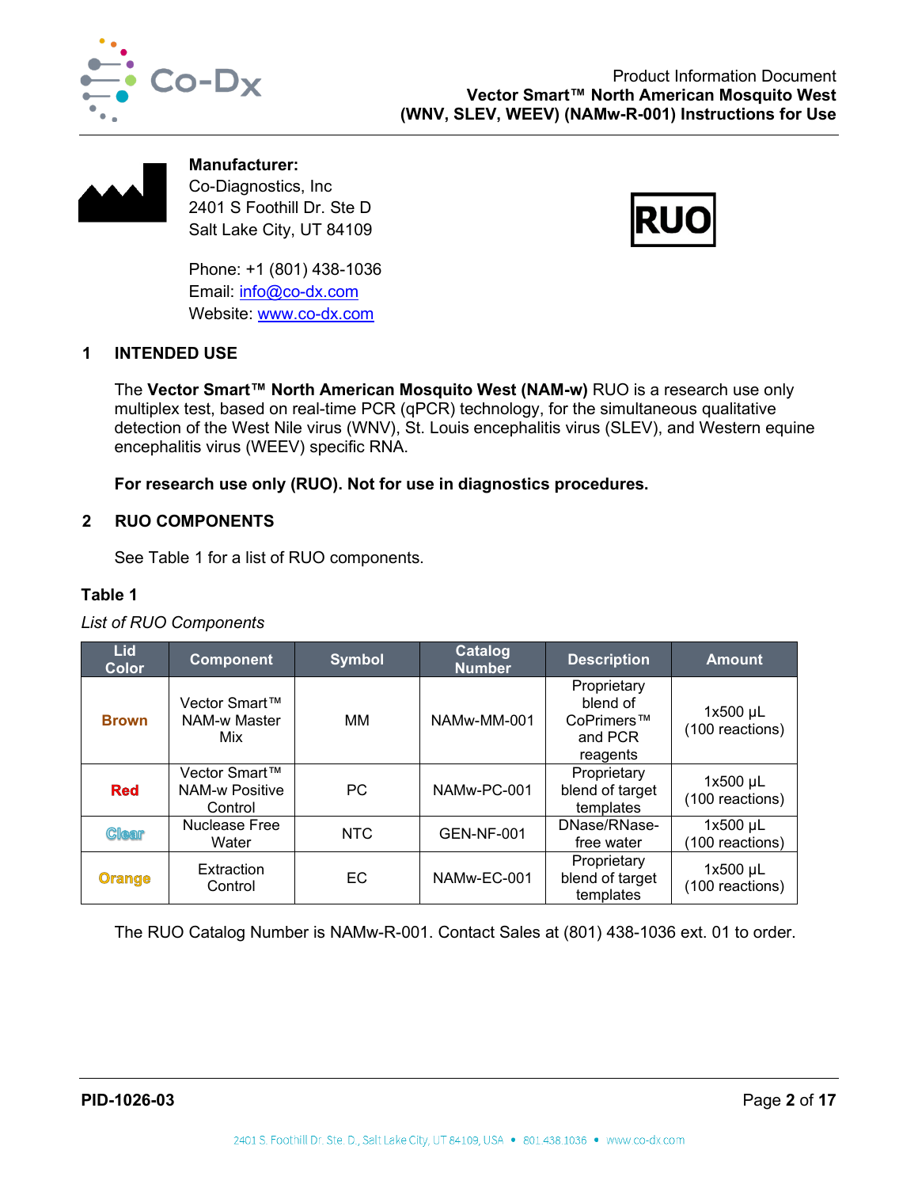**Manufacturer:**
Co-Diagnostics, Inc
2401 S Foothill Dr. Ste D
Salt Lake City, UT 84109

Phone: +1 (801) 438-1036
Email: info@co-dx.com
Website: www.co-dx.com

RUO

## 1 INTENDED USE

The **Vector Smart™ North American Mosquito West (NAM-w)** RUO is a research use only multiplex test, based on real-time PCR (qPCR) technology, for the simultaneous qualitative detection of the West Nile virus (WNV), St. Louis encephalitis virus (SLEV), and Western equine encephalitis virus (WEEV) specific RNA.

**For research use only (RUO). Not for use in diagnostics procedures.**

## 2 RUO COMPONENTS

See Table 1 for a list of RUO components.

**Table 1**

*List of RUO Components*

| Lid Color | Component | Symbol | Catalog Number | Description | Amount |
|---|---|---|---|---|---|
| Brown | Vector Smart™ NAM-w Master Mix | MM | NAMw-MM-001 | Proprietary blend of CoPrimers™ and PCR reagents | 1x500 µL (100 reactions) |
| Red | Vector Smart™ NAM-w Positive Control | PC | NAMw-PC-001 | Proprietary blend of target templates | 1x500 µL (100 reactions) |
| Clear | Nuclease Free Water | NTC | GEN-NF-001 | DNase/RNase-free water | 1x500 µL (100 reactions) |
| Orange | Extraction Control | EC | NAMw-EC-001 | Proprietary blend of target templates | 1x500 µL (100 reactions) |

The RUO Catalog Number is NAMw-R-001. Contact Sales at (801) 438-1036 ext. 01 to order.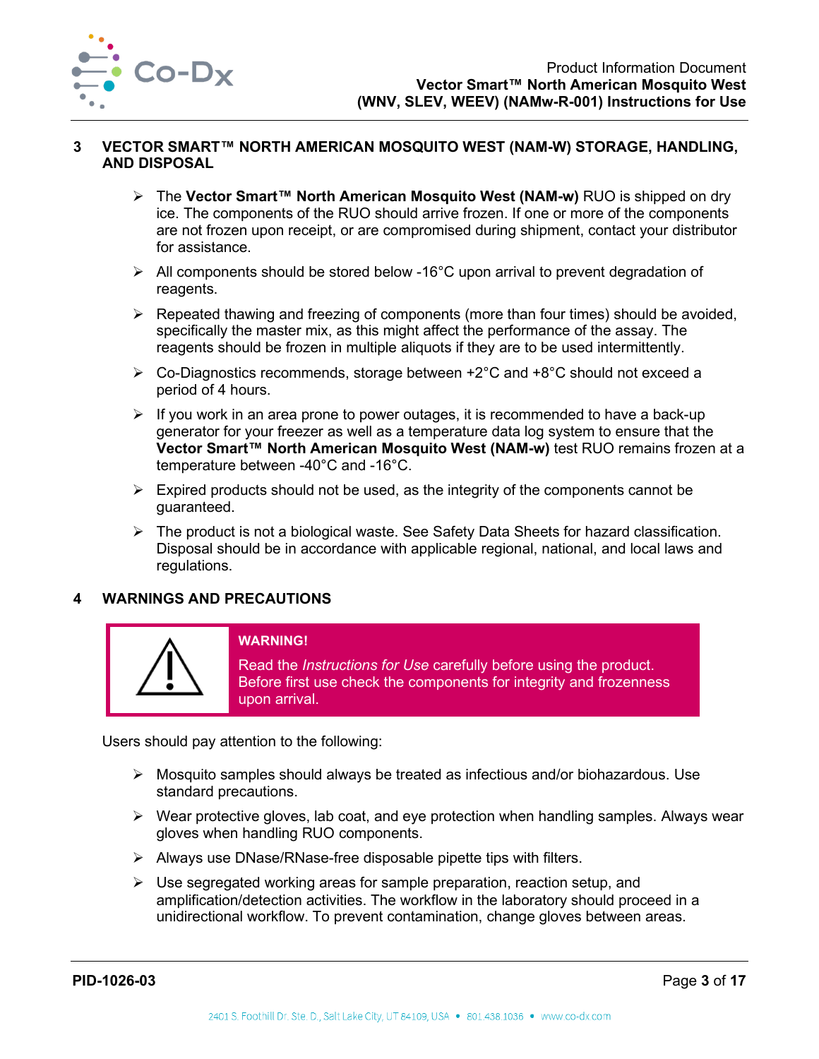## 3 VECTOR SMART™ NORTH AMERICAN MOSQUITO WEST (NAM-W) STORAGE, HANDLING, AND DISPOSAL

- The **Vector Smart™ North American Mosquito West (NAM-w)** RUO is shipped on dry ice. The components of the RUO should arrive frozen. If one or more of the components are not frozen upon receipt, or are compromised during shipment, contact your distributor for assistance.
- All components should be stored below -16°C upon arrival to prevent degradation of reagents.
- Repeated thawing and freezing of components (more than four times) should be avoided, specifically the master mix, as this might affect the performance of the assay. The reagents should be frozen in multiple aliquots if they are to be used intermittently.
- Co-Diagnostics recommends, storage between +2°C and +8°C should not exceed a period of 4 hours.
- If you work in an area prone to power outages, it is recommended to have a back-up generator for your freezer as well as a temperature data log system to ensure that the **Vector Smart™ North American Mosquito West (NAM-w)** test RUO remains frozen at a temperature between -40°C and -16°C.
- Expired products should not be used, as the integrity of the components cannot be guaranteed.
- The product is not a biological waste. See Safety Data Sheets for hazard classification. Disposal should be in accordance with applicable regional, national, and local laws and regulations.

## 4 WARNINGS AND PRECAUTIONS

**WARNING!**

Read the *Instructions for Use* carefully before using the product. Before first use check the components for integrity and frozenness upon arrival.

Users should pay attention to the following:

- Mosquito samples should always be treated as infectious and/or biohazardous. Use standard precautions.
- Wear protective gloves, lab coat, and eye protection when handling samples. Always wear gloves when handling RUO components.
- Always use DNase/RNase-free disposable pipette tips with filters.
- Use segregated working areas for sample preparation, reaction setup, and amplification/detection activities. The workflow in the laboratory should proceed in a unidirectional workflow. To prevent contamination, change gloves between areas.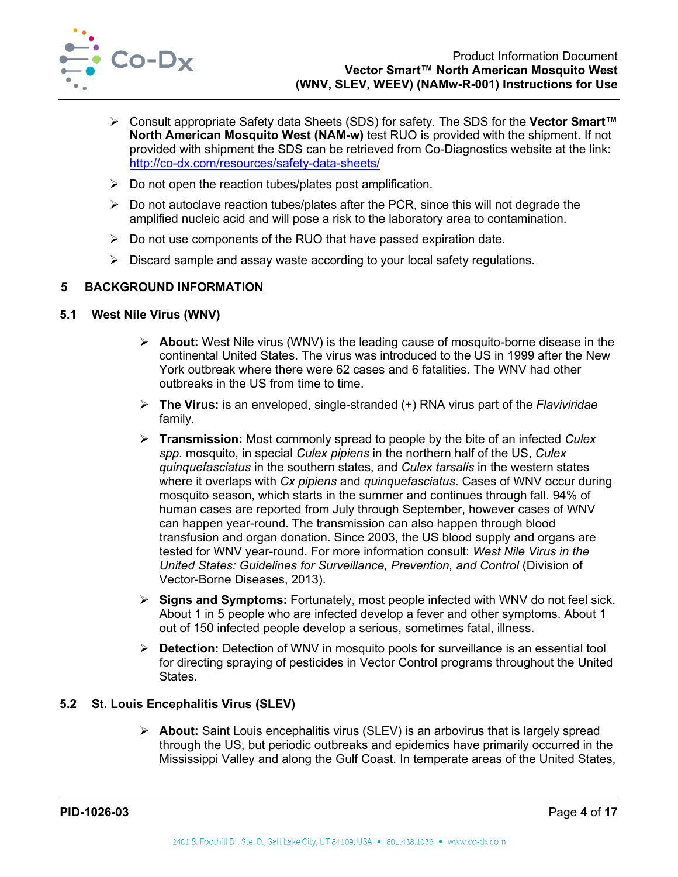- Consult appropriate Safety data Sheets (SDS) for safety. The SDS for the **Vector Smart™ North American Mosquito West (NAM-w)** test RUO is provided with the shipment. If not provided with shipment the SDS can be retrieved from Co-Diagnostics website at the link: http://co-dx.com/resources/safety-data-sheets/
- Do not open the reaction tubes/plates post amplification.
- Do not autoclave reaction tubes/plates after the PCR, since this will not degrade the amplified nucleic acid and will pose a risk to the laboratory area to contamination.
- Do not use components of the RUO that have passed expiration date.
- Discard sample and assay waste according to your local safety regulations.

## 5 BACKGROUND INFORMATION

### 5.1 West Nile Virus (WNV)

- **About:** West Nile virus (WNV) is the leading cause of mosquito-borne disease in the continental United States. The virus was introduced to the US in 1999 after the New York outbreak where there were 62 cases and 6 fatalities. The WNV had other outbreaks in the US from time to time.
- **The Virus:** is an enveloped, single-stranded (+) RNA virus part of the *Flaviviridae* family.
- **Transmission:** Most commonly spread to people by the bite of an infected *Culex spp.* mosquito, in special *Culex pipiens* in the northern half of the US, *Culex quinquefasciatus* in the southern states, and *Culex tarsalis* in the western states where it overlaps with *Cx pipiens* and *quinquefasciatus*. Cases of WNV occur during mosquito season, which starts in the summer and continues through fall. 94% of human cases are reported from July through September, however cases of WNV can happen year-round. The transmission can also happen through blood transfusion and organ donation. Since 2003, the US blood supply and organs are tested for WNV year-round. For more information consult: *West Nile Virus in the United States: Guidelines for Surveillance, Prevention, and Control* (Division of Vector-Borne Diseases, 2013).
- **Signs and Symptoms:** Fortunately, most people infected with WNV do not feel sick. About 1 in 5 people who are infected develop a fever and other symptoms. About 1 out of 150 infected people develop a serious, sometimes fatal, illness.
- **Detection:** Detection of WNV in mosquito pools for surveillance is an essential tool for directing spraying of pesticides in Vector Control programs throughout the United States.

### 5.2 St. Louis Encephalitis Virus (SLEV)

- **About:** Saint Louis encephalitis virus (SLEV) is an arbovirus that is largely spread through the US, but periodic outbreaks and epidemics have primarily occurred in the Mississippi Valley and along the Gulf Coast. In temperate areas of the United States,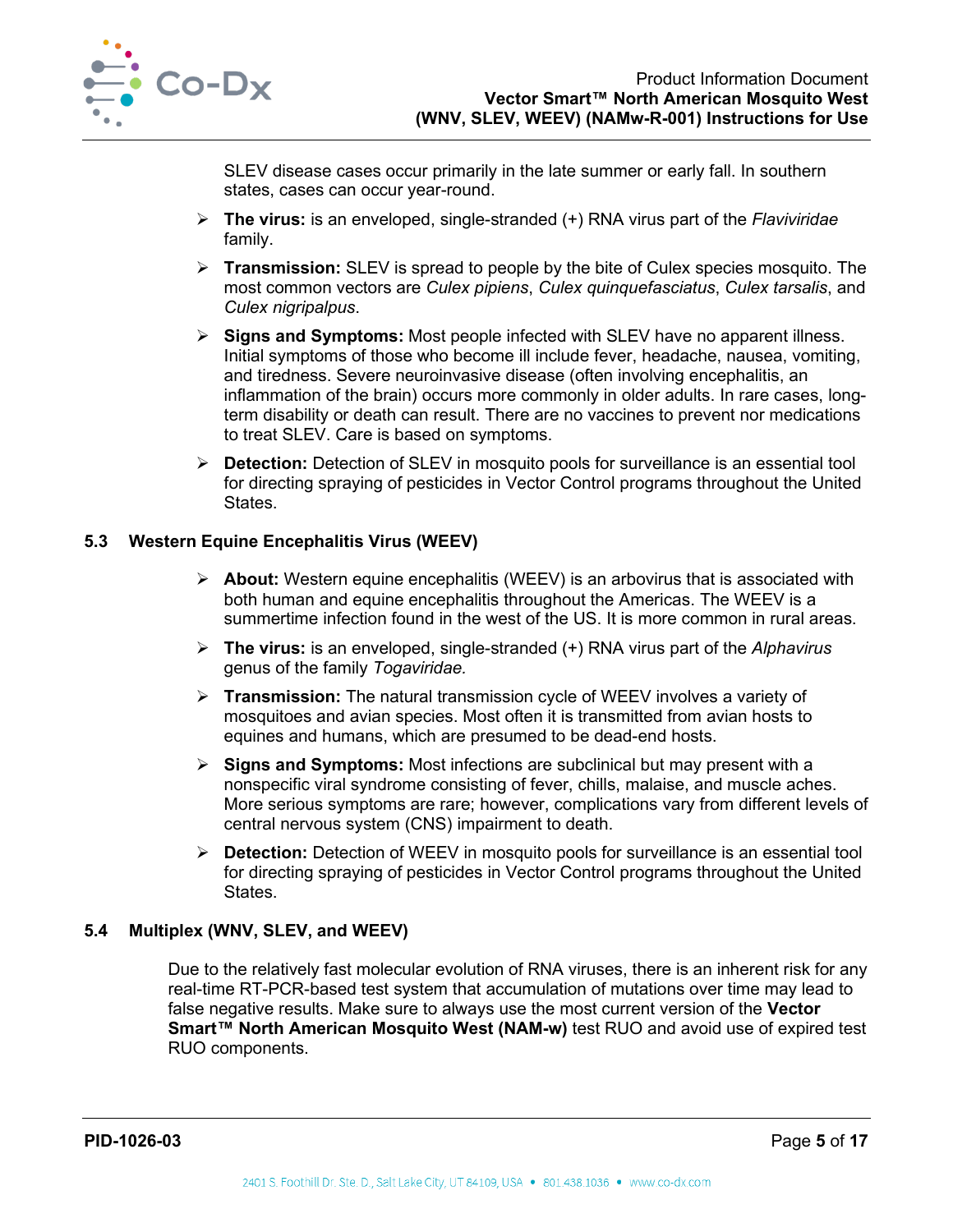SLEV disease cases occur primarily in the late summer or early fall. In southern states, cases can occur year-round.

- **The virus:** is an enveloped, single-stranded (+) RNA virus part of the *Flaviviridae* family.
- **Transmission:** SLEV is spread to people by the bite of Culex species mosquito. The most common vectors are *Culex pipiens*, *Culex quinquefasciatus*, *Culex tarsalis*, and *Culex nigripalpus*.
- **Signs and Symptoms:** Most people infected with SLEV have no apparent illness. Initial symptoms of those who become ill include fever, headache, nausea, vomiting, and tiredness. Severe neuroinvasive disease (often involving encephalitis, an inflammation of the brain) occurs more commonly in older adults. In rare cases, long-term disability or death can result. There are no vaccines to prevent nor medications to treat SLEV. Care is based on symptoms.
- **Detection:** Detection of SLEV in mosquito pools for surveillance is an essential tool for directing spraying of pesticides in Vector Control programs throughout the United States.

## 5.3 Western Equine Encephalitis Virus (WEEV)

- **About:** Western equine encephalitis (WEEV) is an arbovirus that is associated with both human and equine encephalitis throughout the Americas. The WEEV is a summertime infection found in the west of the US. It is more common in rural areas.
- **The virus:** is an enveloped, single-stranded (+) RNA virus part of the *Alphavirus* genus of the family *Togaviridae.*
- **Transmission:** The natural transmission cycle of WEEV involves a variety of mosquitoes and avian species. Most often it is transmitted from avian hosts to equines and humans, which are presumed to be dead-end hosts.
- **Signs and Symptoms:** Most infections are subclinical but may present with a nonspecific viral syndrome consisting of fever, chills, malaise, and muscle aches. More serious symptoms are rare; however, complications vary from different levels of central nervous system (CNS) impairment to death.
- **Detection:** Detection of WEEV in mosquito pools for surveillance is an essential tool for directing spraying of pesticides in Vector Control programs throughout the United States.

## 5.4 Multiplex (WNV, SLEV, and WEEV)

Due to the relatively fast molecular evolution of RNA viruses, there is an inherent risk for any real-time RT-PCR-based test system that accumulation of mutations over time may lead to false negative results. Make sure to always use the most current version of the **Vector Smart™ North American Mosquito West (NAM-w)** test RUO and avoid use of expired test RUO components.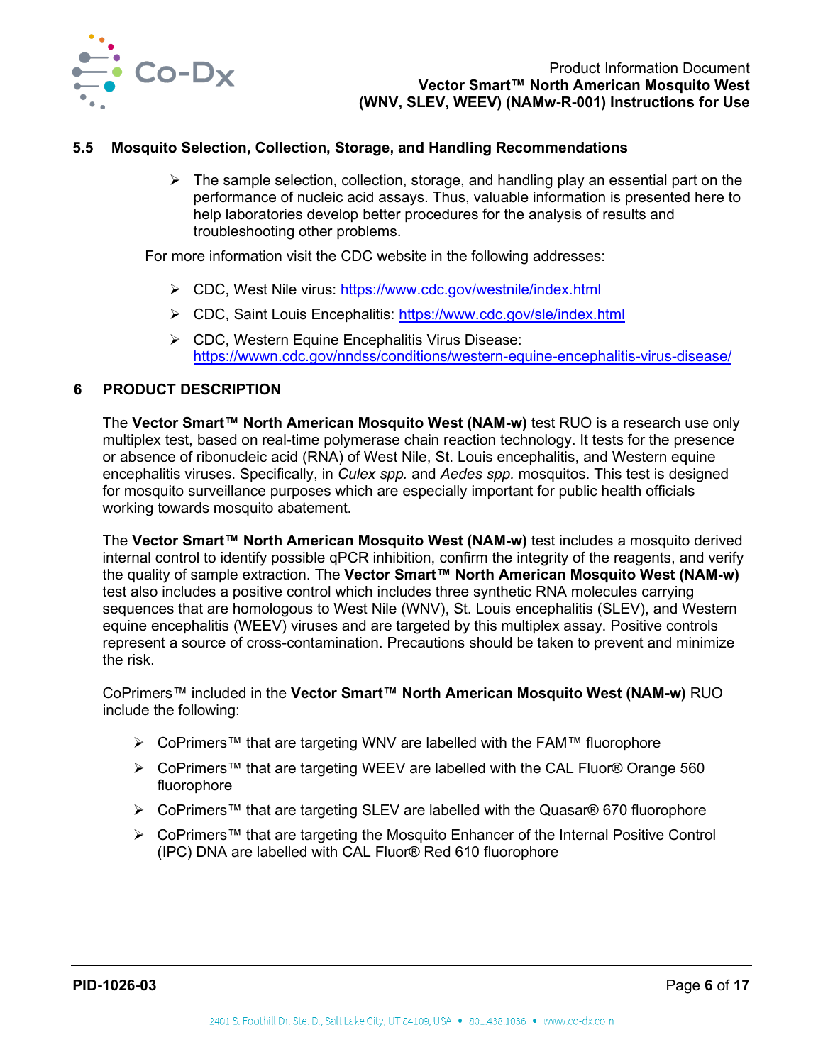### 5.5 Mosquito Selection, Collection, Storage, and Handling Recommendations

- The sample selection, collection, storage, and handling play an essential part on the performance of nucleic acid assays. Thus, valuable information is presented here to help laboratories develop better procedures for the analysis of results and troubleshooting other problems.

For more information visit the CDC website in the following addresses:

- CDC, West Nile virus: https://www.cdc.gov/westnile/index.html
- CDC, Saint Louis Encephalitis: https://www.cdc.gov/sle/index.html
- CDC, Western Equine Encephalitis Virus Disease: https://wwwn.cdc.gov/nndss/conditions/western-equine-encephalitis-virus-disease/

## 6 PRODUCT DESCRIPTION

The **Vector Smart™ North American Mosquito West (NAM-w)** test RUO is a research use only multiplex test, based on real-time polymerase chain reaction technology. It tests for the presence or absence of ribonucleic acid (RNA) of West Nile, St. Louis encephalitis, and Western equine encephalitis viruses. Specifically, in *Culex spp.* and *Aedes spp.* mosquitos. This test is designed for mosquito surveillance purposes which are especially important for public health officials working towards mosquito abatement.

The **Vector Smart™ North American Mosquito West (NAM-w)** test includes a mosquito derived internal control to identify possible qPCR inhibition, confirm the integrity of the reagents, and verify the quality of sample extraction. The **Vector Smart™ North American Mosquito West (NAM-w)** test also includes a positive control which includes three synthetic RNA molecules carrying sequences that are homologous to West Nile (WNV), St. Louis encephalitis (SLEV), and Western equine encephalitis (WEEV) viruses and are targeted by this multiplex assay. Positive controls represent a source of cross-contamination. Precautions should be taken to prevent and minimize the risk.

CoPrimers™ included in the **Vector Smart™ North American Mosquito West (NAM-w)** RUO include the following:

- CoPrimers™ that are targeting WNV are labelled with the FAM™ fluorophore
- CoPrimers™ that are targeting WEEV are labelled with the CAL Fluor® Orange 560 fluorophore
- CoPrimers™ that are targeting SLEV are labelled with the Quasar® 670 fluorophore
- CoPrimers™ that are targeting the Mosquito Enhancer of the Internal Positive Control (IPC) DNA are labelled with CAL Fluor® Red 610 fluorophore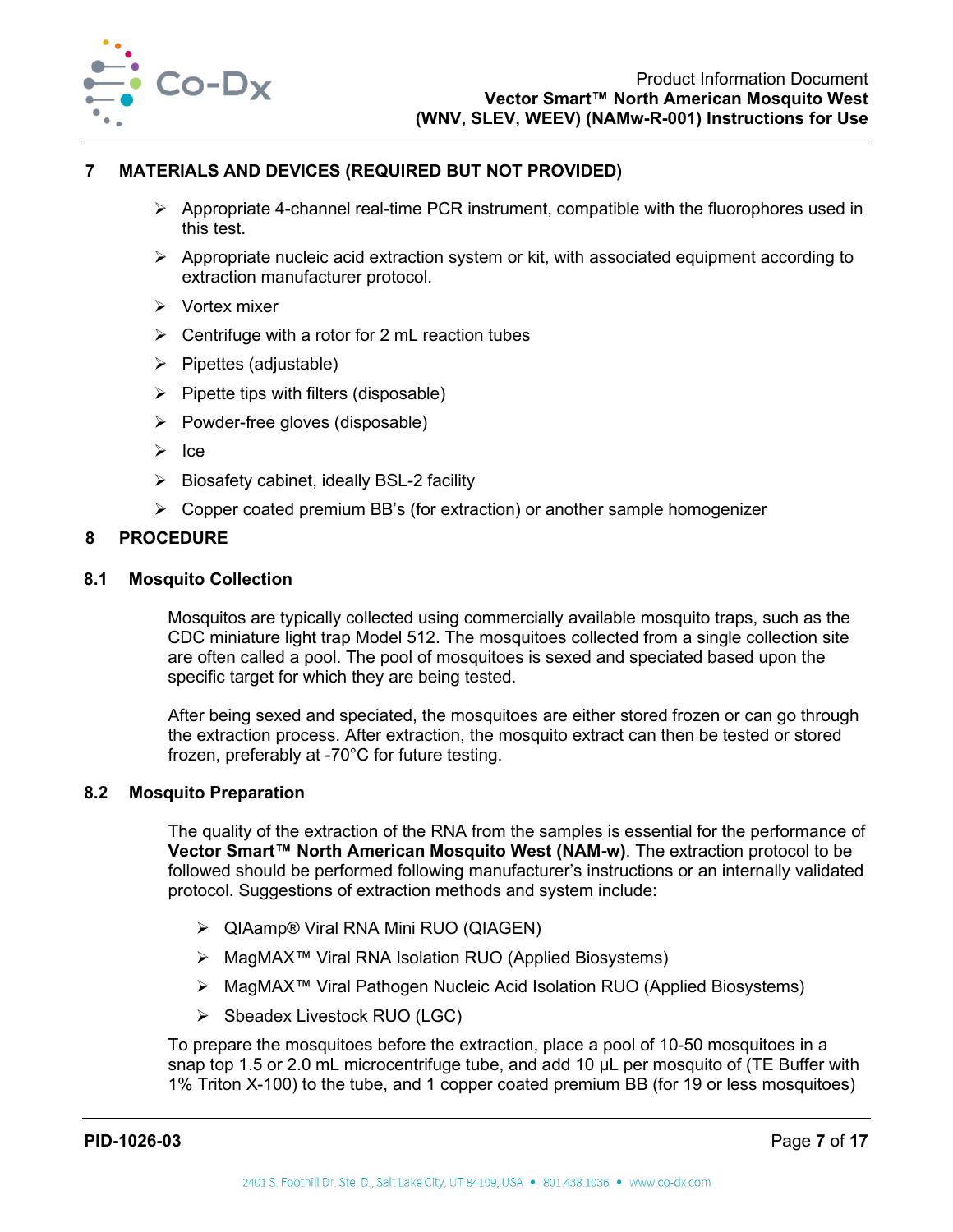## 7 MATERIALS AND DEVICES (REQUIRED BUT NOT PROVIDED)

- Appropriate 4-channel real-time PCR instrument, compatible with the fluorophores used in this test.
- Appropriate nucleic acid extraction system or kit, with associated equipment according to extraction manufacturer protocol.
- Vortex mixer
- Centrifuge with a rotor for 2 mL reaction tubes
- Pipettes (adjustable)
- Pipette tips with filters (disposable)
- Powder-free gloves (disposable)
- Ice
- Biosafety cabinet, ideally BSL-2 facility
- Copper coated premium BB's (for extraction) or another sample homogenizer

## 8 PROCEDURE

### 8.1 Mosquito Collection

Mosquitos are typically collected using commercially available mosquito traps, such as the CDC miniature light trap Model 512. The mosquitoes collected from a single collection site are often called a pool. The pool of mosquitoes is sexed and speciated based upon the specific target for which they are being tested.

After being sexed and speciated, the mosquitoes are either stored frozen or can go through the extraction process. After extraction, the mosquito extract can then be tested or stored frozen, preferably at -70°C for future testing.

### 8.2 Mosquito Preparation

The quality of the extraction of the RNA from the samples is essential for the performance of **Vector Smart™ North American Mosquito West (NAM-w)**. The extraction protocol to be followed should be performed following manufacturer's instructions or an internally validated protocol. Suggestions of extraction methods and system include:

- QIAamp® Viral RNA Mini RUO (QIAGEN)
- MagMAX™ Viral RNA Isolation RUO (Applied Biosystems)
- MagMAX™ Viral Pathogen Nucleic Acid Isolation RUO (Applied Biosystems)
- Sbeadex Livestock RUO (LGC)

To prepare the mosquitoes before the extraction, place a pool of 10-50 mosquitoes in a snap top 1.5 or 2.0 mL microcentrifuge tube, and add 10 µL per mosquito of (TE Buffer with 1% Triton X-100) to the tube, and 1 copper coated premium BB (for 19 or less mosquitoes)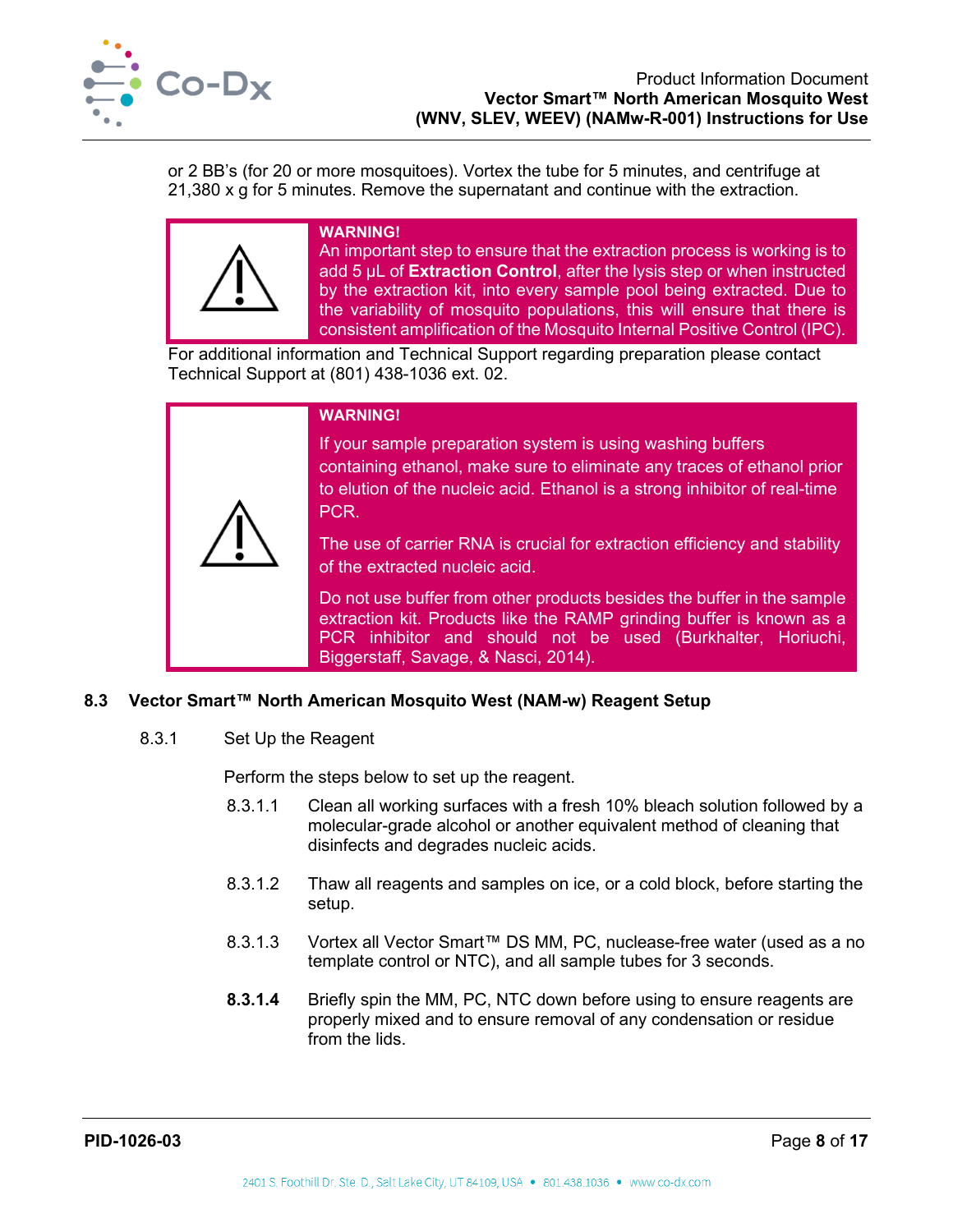or 2 BB's (for 20 or more mosquitoes). Vortex the tube for 5 minutes, and centrifuge at 21,380 x g for 5 minutes. Remove the supernatant and continue with the extraction.

> **WARNING!**
> An important step to ensure that the extraction process is working is to add 5 µL of **Extraction Control**, after the lysis step or when instructed by the extraction kit, into every sample pool being extracted. Due to the variability of mosquito populations, this will ensure that there is consistent amplification of the Mosquito Internal Positive Control (IPC).

For additional information and Technical Support regarding preparation please contact Technical Support at (801) 438-1036 ext. 02.

> **WARNING!**
>
> If your sample preparation system is using washing buffers containing ethanol, make sure to eliminate any traces of ethanol prior to elution of the nucleic acid. Ethanol is a strong inhibitor of real-time PCR.
>
> The use of carrier RNA is crucial for extraction efficiency and stability of the extracted nucleic acid.
>
> Do not use buffer from other products besides the buffer in the sample extraction kit. Products like the RAMP grinding buffer is known as a PCR inhibitor and should not be used (Burkhalter, Horiuchi, Biggerstaff, Savage, & Nasci, 2014).

## 8.3 Vector Smart™ North American Mosquito West (NAM-w) Reagent Setup

### 8.3.1 Set Up the Reagent

Perform the steps below to set up the reagent.

8.3.1.1 Clean all working surfaces with a fresh 10% bleach solution followed by a molecular-grade alcohol or another equivalent method of cleaning that disinfects and degrades nucleic acids.

8.3.1.2 Thaw all reagents and samples on ice, or a cold block, before starting the setup.

8.3.1.3 Vortex all Vector Smart™ DS MM, PC, nuclease-free water (used as a no template control or NTC), and all sample tubes for 3 seconds.

**8.3.1.4** Briefly spin the MM, PC, NTC down before using to ensure reagents are properly mixed and to ensure removal of any condensation or residue from the lids.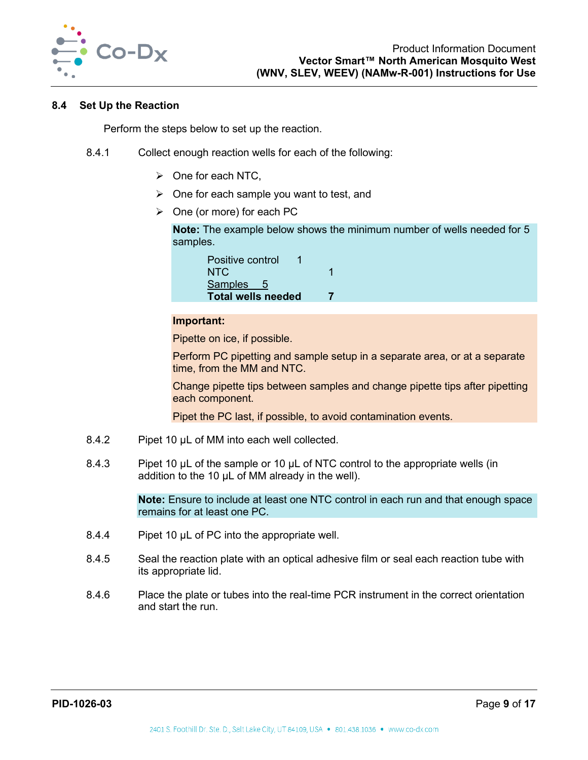### 8.4 Set Up the Reaction

Perform the steps below to set up the reaction.

8.4.1 Collect enough reaction wells for each of the following:

- One for each NTC,
- One for each sample you want to test, and
- One (or more) for each PC

**Note:** The example below shows the minimum number of wells needed for 5 samples.

| | |
|---|---|
| Positive control | 1 |
| NTC | 1 |
| Samples | 5 |
| **Total wells needed** | **7** |

**Important:**

Pipette on ice, if possible.

Perform PC pipetting and sample setup in a separate area, or at a separate time, from the MM and NTC.

Change pipette tips between samples and change pipette tips after pipetting each component.

Pipet the PC last, if possible, to avoid contamination events.

8.4.2 Pipet 10 µL of MM into each well collected.

8.4.3 Pipet 10 µL of the sample or 10 µL of NTC control to the appropriate wells (in addition to the 10 µL of MM already in the well).

**Note:** Ensure to include at least one NTC control in each run and that enough space remains for at least one PC.

8.4.4 Pipet 10 µL of PC into the appropriate well.

8.4.5 Seal the reaction plate with an optical adhesive film or seal each reaction tube with its appropriate lid.

8.4.6 Place the plate or tubes into the real-time PCR instrument in the correct orientation and start the run.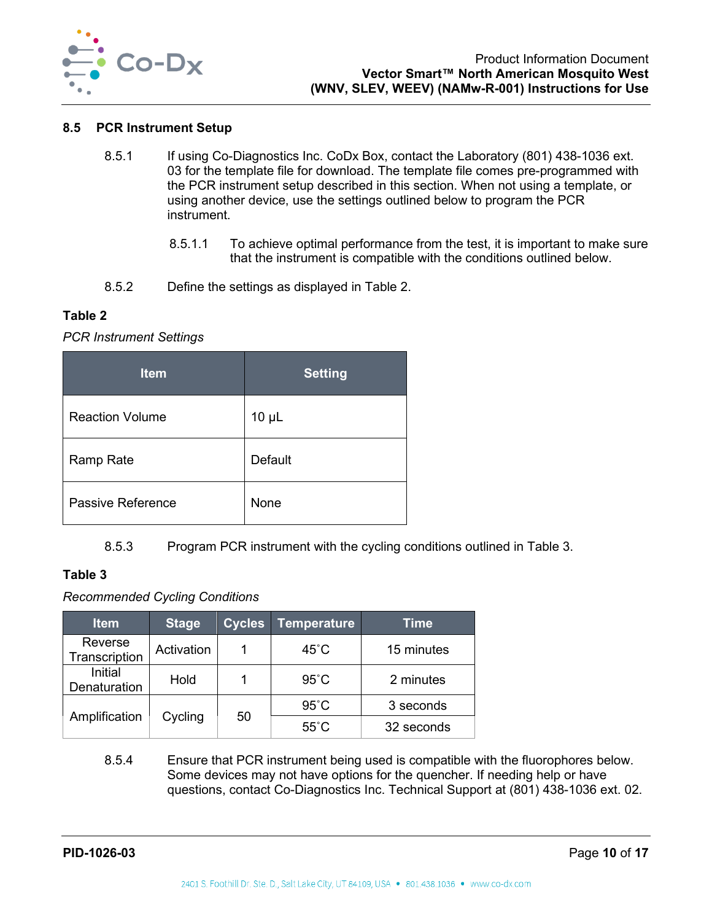## 8.5 PCR Instrument Setup

8.5.1 If using Co-Diagnostics Inc. CoDx Box, contact the Laboratory (801) 438-1036 ext. 03 for the template file for download. The template file comes pre-programmed with the PCR instrument setup described in this section. When not using a template, or using another device, use the settings outlined below to program the PCR instrument.

8.5.1.1 To achieve optimal performance from the test, it is important to make sure that the instrument is compatible with the conditions outlined below.

8.5.2 Define the settings as displayed in Table 2.

**Table 2**

*PCR Instrument Settings*

| Item | Setting |
|---|---|
| Reaction Volume | 10 µL |
| Ramp Rate | Default |
| Passive Reference | None |

8.5.3 Program PCR instrument with the cycling conditions outlined in Table 3.

**Table 3**

*Recommended Cycling Conditions*

| Item | Stage | Cycles | Temperature | Time |
|---|---|---|---|---|
| Reverse Transcription | Activation | 1 | 45˚C | 15 minutes |
| Initial Denaturation | Hold | 1 | 95˚C | 2 minutes |
| Amplification | Cycling | 50 | 95˚C | 3 seconds |
| | | | 55˚C | 32 seconds |

8.5.4 Ensure that PCR instrument being used is compatible with the fluorophores below. Some devices may not have options for the quencher. If needing help or have questions, contact Co-Diagnostics Inc. Technical Support at (801) 438-1036 ext. 02.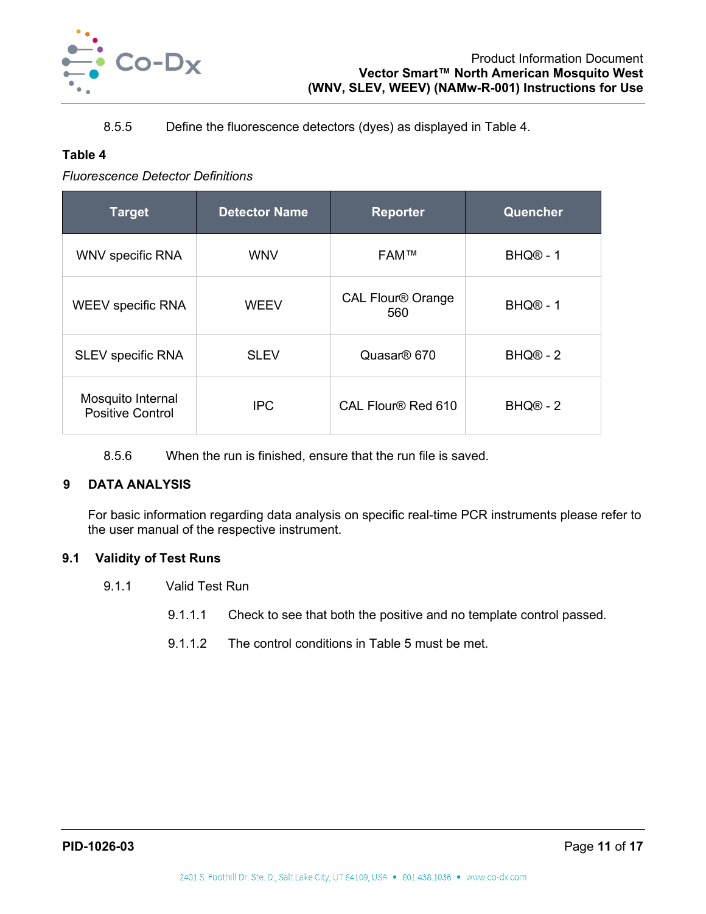8.5.5 Define the fluorescence detectors (dyes) as displayed in Table 4.

**Table 4**

*Fluorescence Detector Definitions*

| Target | Detector Name | Reporter | Quencher |
|---|---|---|---|
| WNV specific RNA | WNV | FAM™ | BHQ® - 1 |
| WEEV specific RNA | WEEV | CAL Flour® Orange 560 | BHQ® - 1 |
| SLEV specific RNA | SLEV | Quasar® 670 | BHQ® - 2 |
| Mosquito Internal Positive Control | IPC | CAL Flour® Red 610 | BHQ® - 2 |

8.5.6 When the run is finished, ensure that the run file is saved.

# 9 DATA ANALYSIS

For basic information regarding data analysis on specific real-time PCR instruments please refer to the user manual of the respective instrument.

## 9.1 Validity of Test Runs

9.1.1 Valid Test Run

9.1.1.1 Check to see that both the positive and no template control passed.

9.1.1.2 The control conditions in Table 5 must be met.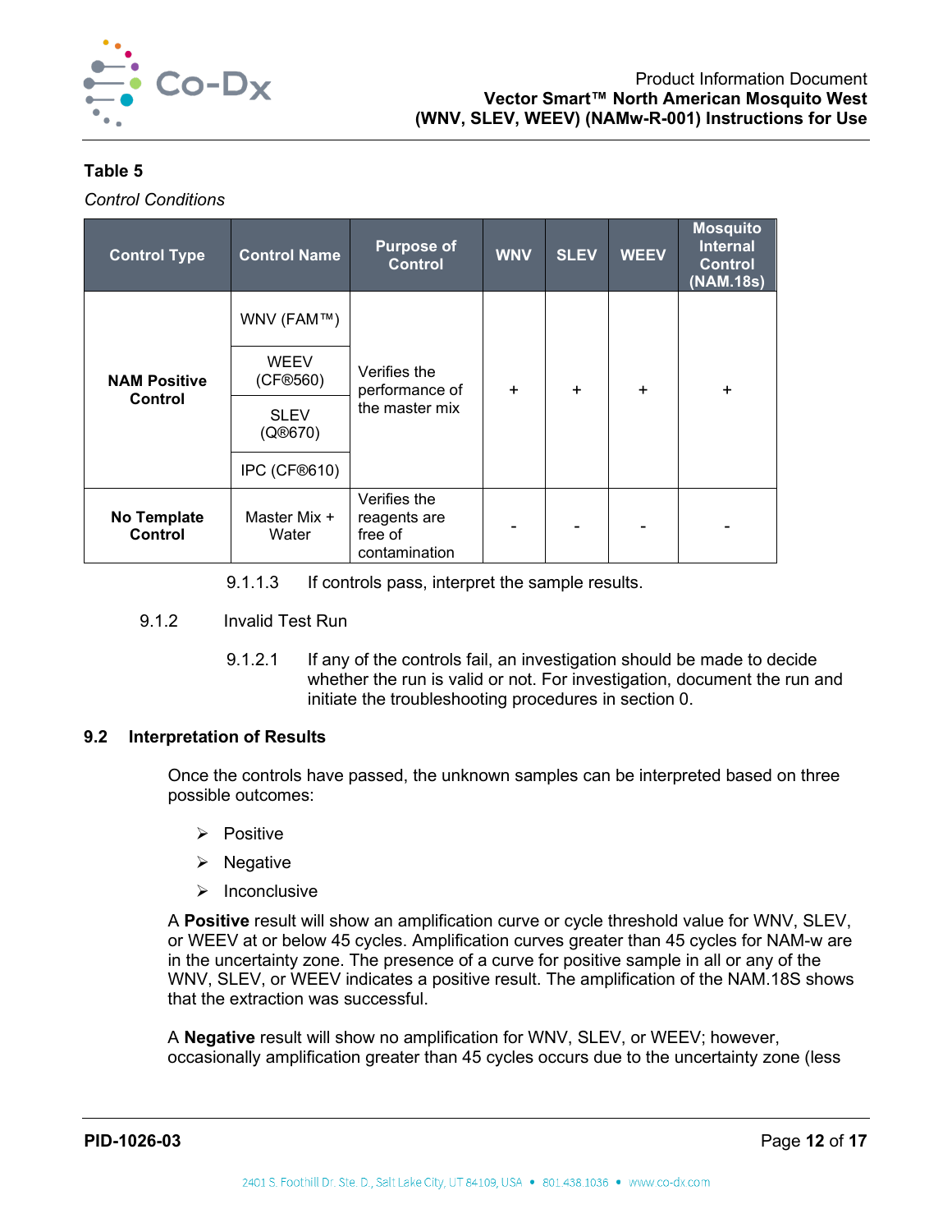**Table 5**

*Control Conditions*

| Control Type | Control Name | Purpose of Control | WNV | SLEV | WEEV | Mosquito Internal Control (NAM.18s) |
|---|---|---|---|---|---|---|
| **NAM Positive Control** | WNV (FAM™) | Verifies the performance of the master mix | + | + | + | + |
| | WEEV (CF®560) | | | | | |
| | SLEV (Q®670) | | | | | |
| | IPC (CF®610) | | | | | |
| **No Template Control** | Master Mix + Water | Verifies the reagents are free of contamination | - | - | - | - |

9.1.1.3 If controls pass, interpret the sample results.

9.1.2 Invalid Test Run

9.1.2.1 If any of the controls fail, an investigation should be made to decide whether the run is valid or not. For investigation, document the run and initiate the troubleshooting procedures in section 0.

## 9.2 Interpretation of Results

Once the controls have passed, the unknown samples can be interpreted based on three possible outcomes:

- Positive
- Negative
- Inconclusive

A **Positive** result will show an amplification curve or cycle threshold value for WNV, SLEV, or WEEV at or below 45 cycles. Amplification curves greater than 45 cycles for NAM-w are in the uncertainty zone. The presence of a curve for positive sample in all or any of the WNV, SLEV, or WEEV indicates a positive result. The amplification of the NAM.18S shows that the extraction was successful.

A **Negative** result will show no amplification for WNV, SLEV, or WEEV; however, occasionally amplification greater than 45 cycles occurs due to the uncertainty zone (less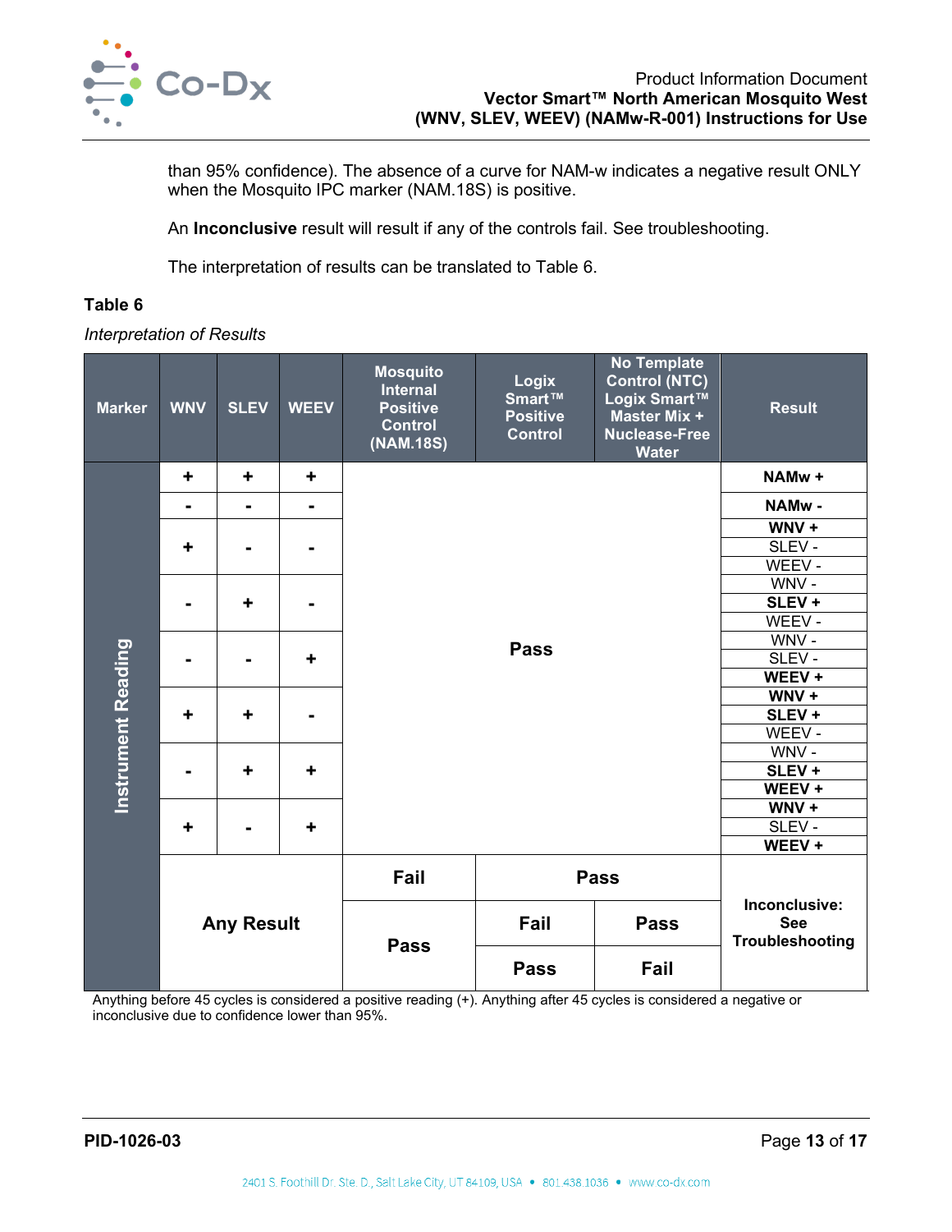than 95% confidence). The absence of a curve for NAM-w indicates a negative result ONLY when the Mosquito IPC marker (NAM.18S) is positive.

An **Inconclusive** result will result if any of the controls fail. See troubleshooting.

The interpretation of results can be translated to Table 6.

**Table 6**

*Interpretation of Results*

| Marker | WNV | SLEV | WEEV | Mosquito Internal Positive Control (NAM.18S) | Logix Smart™ Positive Control | No Template Control (NTC) Logix Smart™ Master Mix + Nuclease-Free Water | Result |
|---|---|---|---|---|---|---|---|
| Instrument Reading | + | + | + | Pass | | | **NAMw +** |
| | - | - | - | Pass | | | **NAMw -** |
| | + | - | - | Pass | | | **WNV +**, SLEV -, WEEV - |
| | - | + | - | Pass | | | WNV -, **SLEV +**, WEEV - |
| | - | - | + | Pass | | | WNV -, SLEV -, **WEEV +** |
| | + | + | - | Pass | | | **WNV +**, **SLEV +**, WEEV - |
| | - | + | + | Pass | | | WNV -, **SLEV +**, **WEEV +** |
| | + | - | + | Pass | | | **WNV +**, SLEV -, **WEEV +** |
| | Any Result | | | Fail | Pass | Pass | Inconclusive: See Troubleshooting |
| | Any Result | | | Pass | Fail | Pass | Inconclusive: See Troubleshooting |
| | Any Result | | | Pass | Pass | Fail | Inconclusive: See Troubleshooting |

Anything before 45 cycles is considered a positive reading (+). Anything after 45 cycles is considered a negative or inconclusive due to confidence lower than 95%.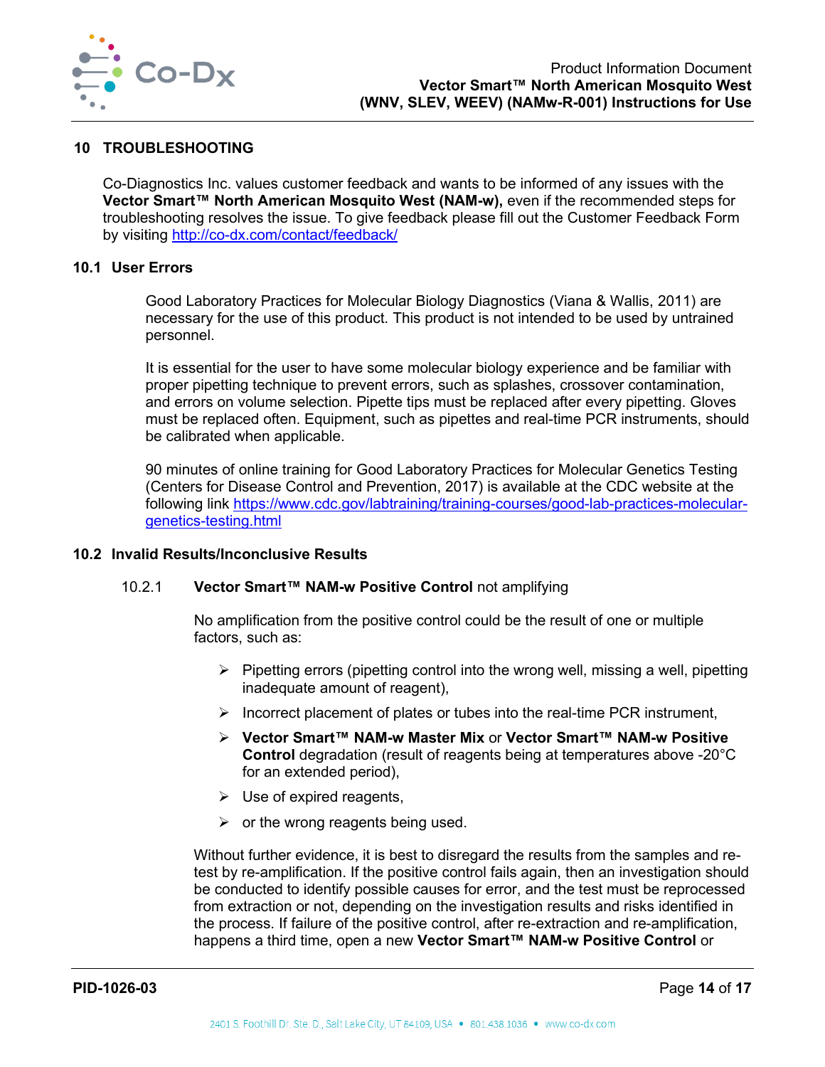## 10 TROUBLESHOOTING

Co-Diagnostics Inc. values customer feedback and wants to be informed of any issues with the **Vector Smart™ North American Mosquito West (NAM-w),** even if the recommended steps for troubleshooting resolves the issue. To give feedback please fill out the Customer Feedback Form by visiting http://co-dx.com/contact/feedback/

### 10.1 User Errors

Good Laboratory Practices for Molecular Biology Diagnostics (Viana & Wallis, 2011) are necessary for the use of this product. This product is not intended to be used by untrained personnel.

It is essential for the user to have some molecular biology experience and be familiar with proper pipetting technique to prevent errors, such as splashes, crossover contamination, and errors on volume selection. Pipette tips must be replaced after every pipetting. Gloves must be replaced often. Equipment, such as pipettes and real-time PCR instruments, should be calibrated when applicable.

90 minutes of online training for Good Laboratory Practices for Molecular Genetics Testing (Centers for Disease Control and Prevention, 2017) is available at the CDC website at the following link https://www.cdc.gov/labtraining/training-courses/good-lab-practices-molecular-genetics-testing.html

### 10.2 Invalid Results/Inconclusive Results

10.2.1 **Vector Smart™ NAM-w Positive Control** not amplifying

No amplification from the positive control could be the result of one or multiple factors, such as:

- Pipetting errors (pipetting control into the wrong well, missing a well, pipetting inadequate amount of reagent),
- Incorrect placement of plates or tubes into the real-time PCR instrument,
- **Vector Smart™ NAM-w Master Mix** or **Vector Smart™ NAM-w Positive Control** degradation (result of reagents being at temperatures above -20°C for an extended period),
- Use of expired reagents,
- or the wrong reagents being used.

Without further evidence, it is best to disregard the results from the samples and re-test by re-amplification. If the positive control fails again, then an investigation should be conducted to identify possible causes for error, and the test must be reprocessed from extraction or not, depending on the investigation results and risks identified in the process. If failure of the positive control, after re-extraction and re-amplification, happens a third time, open a new **Vector Smart™ NAM-w Positive Control** or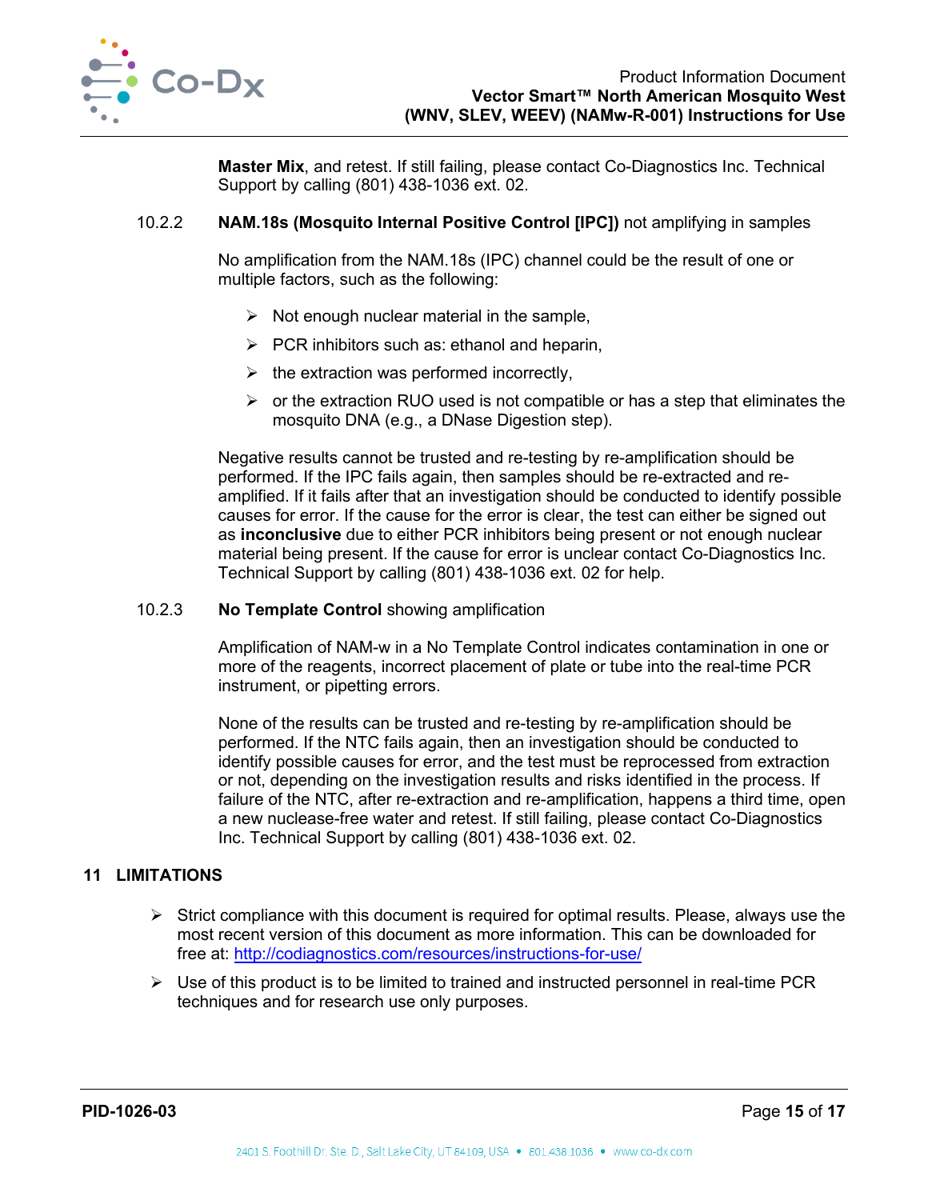**Master Mix**, and retest. If still failing, please contact Co-Diagnostics Inc. Technical Support by calling (801) 438-1036 ext. 02.

10.2.2 **NAM.18s (Mosquito Internal Positive Control [IPC])** not amplifying in samples

No amplification from the NAM.18s (IPC) channel could be the result of one or multiple factors, such as the following:

- Not enough nuclear material in the sample,
- PCR inhibitors such as: ethanol and heparin,
- the extraction was performed incorrectly,
- or the extraction RUO used is not compatible or has a step that eliminates the mosquito DNA (e.g., a DNase Digestion step).

Negative results cannot be trusted and re-testing by re-amplification should be performed. If the IPC fails again, then samples should be re-extracted and re-amplified. If it fails after that an investigation should be conducted to identify possible causes for error. If the cause for the error is clear, the test can either be signed out as **inconclusive** due to either PCR inhibitors being present or not enough nuclear material being present. If the cause for error is unclear contact Co-Diagnostics Inc. Technical Support by calling (801) 438-1036 ext. 02 for help.

10.2.3 **No Template Control** showing amplification

Amplification of NAM-w in a No Template Control indicates contamination in one or more of the reagents, incorrect placement of plate or tube into the real-time PCR instrument, or pipetting errors.

None of the results can be trusted and re-testing by re-amplification should be performed. If the NTC fails again, then an investigation should be conducted to identify possible causes for error, and the test must be reprocessed from extraction or not, depending on the investigation results and risks identified in the process. If failure of the NTC, after re-extraction and re-amplification, happens a third time, open a new nuclease-free water and retest. If still failing, please contact Co-Diagnostics Inc. Technical Support by calling (801) 438-1036 ext. 02.

## 11 LIMITATIONS

- Strict compliance with this document is required for optimal results. Please, always use the most recent version of this document as more information. This can be downloaded for free at: http://codiagnostics.com/resources/instructions-for-use/
- Use of this product is to be limited to trained and instructed personnel in real-time PCR techniques and for research use only purposes.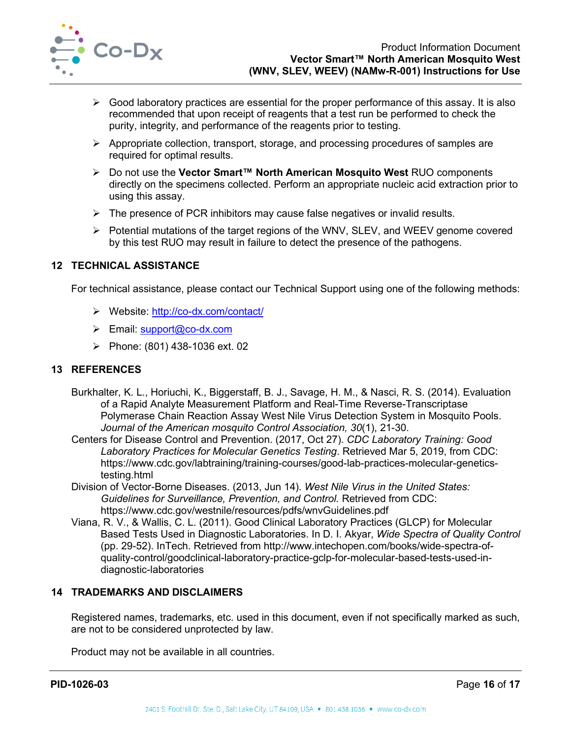- Good laboratory practices are essential for the proper performance of this assay. It is also recommended that upon receipt of reagents that a test run be performed to check the purity, integrity, and performance of the reagents prior to testing.
- Appropriate collection, transport, storage, and processing procedures of samples are required for optimal results.
- Do not use the **Vector Smart™ North American Mosquito West** RUO components directly on the specimens collected. Perform an appropriate nucleic acid extraction prior to using this assay.
- The presence of PCR inhibitors may cause false negatives or invalid results.
- Potential mutations of the target regions of the WNV, SLEV, and WEEV genome covered by this test RUO may result in failure to detect the presence of the pathogens.

## 12 TECHNICAL ASSISTANCE

For technical assistance, please contact our Technical Support using one of the following methods:

- Website: http://co-dx.com/contact/
- Email: support@co-dx.com
- Phone: (801) 438-1036 ext. 02

## 13 REFERENCES

Burkhalter, K. L., Horiuchi, K., Biggerstaff, B. J., Savage, H. M., & Nasci, R. S. (2014). Evaluation of a Rapid Analyte Measurement Platform and Real-Time Reverse-Transcriptase Polymerase Chain Reaction Assay West Nile Virus Detection System in Mosquito Pools. *Journal of the American mosquito Control Association, 30*(1), 21-30.

Centers for Disease Control and Prevention. (2017, Oct 27). *CDC Laboratory Training: Good Laboratory Practices for Molecular Genetics Testing*. Retrieved Mar 5, 2019, from CDC: https://www.cdc.gov/labtraining/training-courses/good-lab-practices-molecular-genetics-testing.html

Division of Vector-Borne Diseases. (2013, Jun 14). *West Nile Virus in the United States: Guidelines for Surveillance, Prevention, and Control.* Retrieved from CDC: https://www.cdc.gov/westnile/resources/pdfs/wnvGuidelines.pdf

Viana, R. V., & Wallis, C. L. (2011). Good Clinical Laboratory Practices (GLCP) for Molecular Based Tests Used in Diagnostic Laboratories. In D. I. Akyar, *Wide Spectra of Quality Control* (pp. 29-52). InTech. Retrieved from http://www.intechopen.com/books/wide-spectra-of-quality-control/goodclinical-laboratory-practice-gclp-for-molecular-based-tests-used-in-diagnostic-laboratories

## 14 TRADEMARKS AND DISCLAIMERS

Registered names, trademarks, etc. used in this document, even if not specifically marked as such, are not to be considered unprotected by law.

Product may not be available in all countries.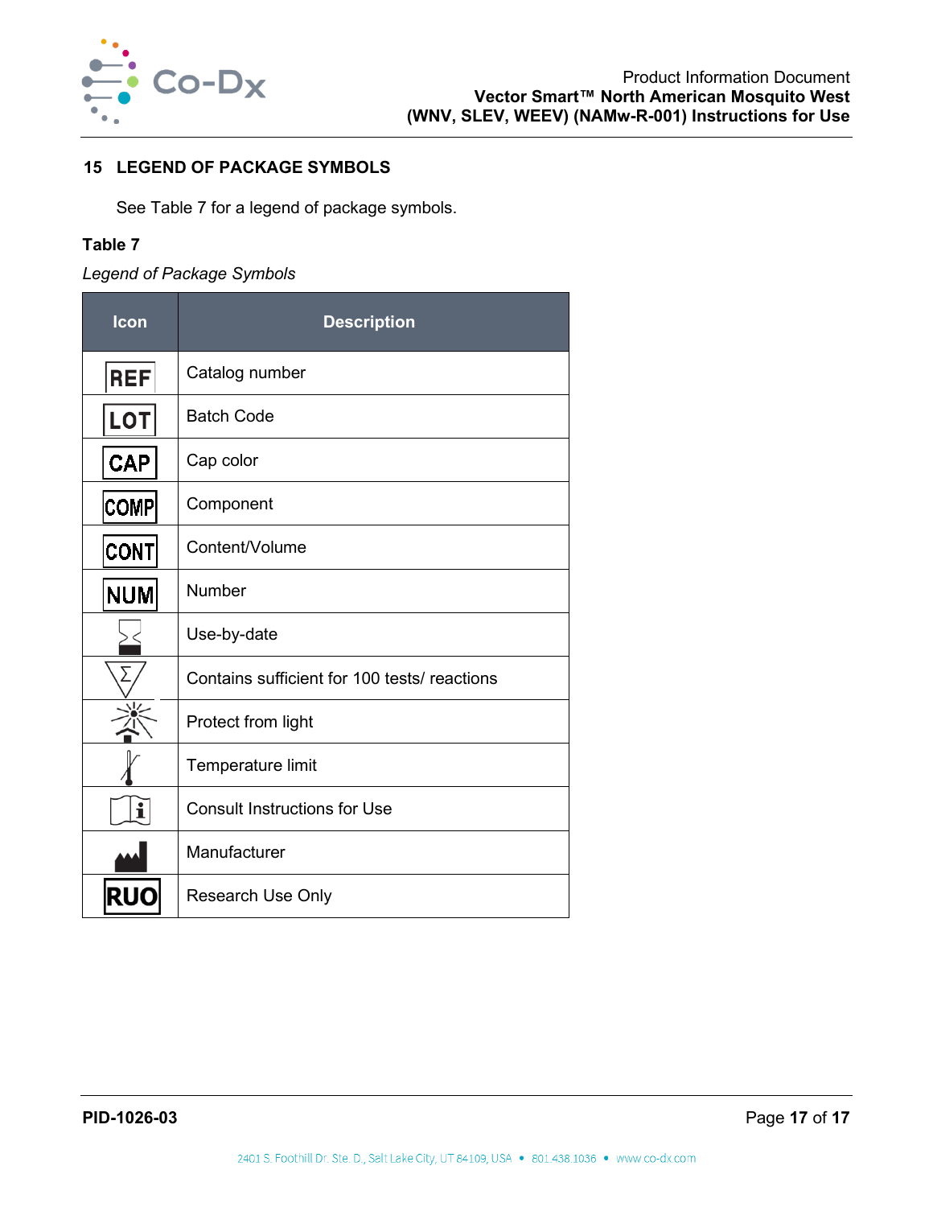## 15 LEGEND OF PACKAGE SYMBOLS

See Table 7 for a legend of package symbols.

**Table 7**

*Legend of Package Symbols*

| Icon | Description |
|---|---|
| REF | Catalog number |
| LOT | Batch Code |
| CAP | Cap color |
| COMP | Component |
| CONT | Content/Volume |
| NUM | Number |
| | Use-by-date |
| Σ | Contains sufficient for 100 tests/ reactions |
| | Protect from light |
| | Temperature limit |
| i | Consult Instructions for Use |
| | Manufacturer |
| RUO | Research Use Only |

**PID-1026-03**